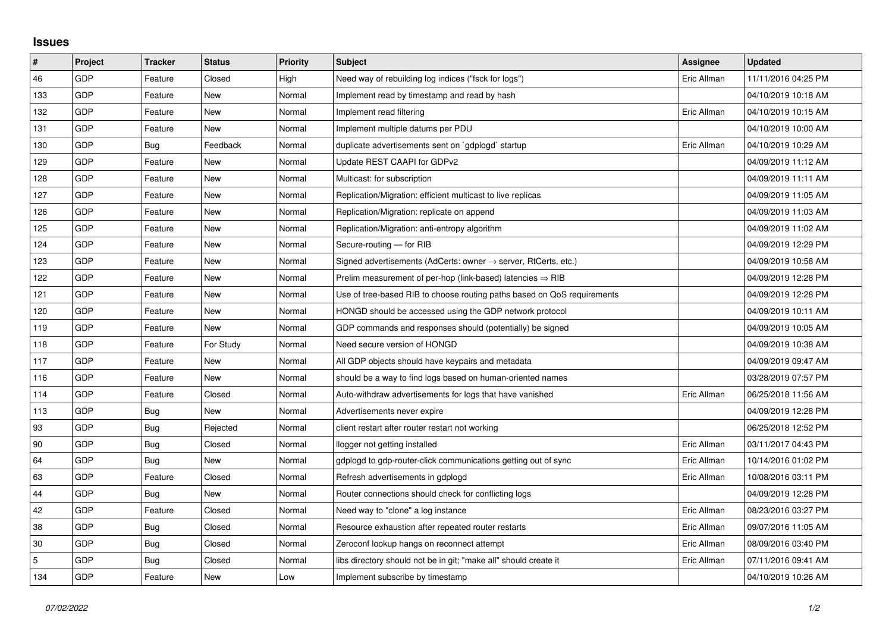## Issues

| # | Project | Tracker | Status | Priority | Subject | Assignee | Updated |
|---|---|---|---|---|---|---|---|
| 46 | GDP | Feature | Closed | High | Need way of rebuilding log indices ("fsck for logs") | Eric Allman | 11/11/2016 04:25 PM |
| 133 | GDP | Feature | New | Normal | Implement read by timestamp and read by hash | | 04/10/2019 10:18 AM |
| 132 | GDP | Feature | New | Normal | Implement read filtering | Eric Allman | 04/10/2019 10:15 AM |
| 131 | GDP | Feature | New | Normal | Implement multiple datums per PDU | | 04/10/2019 10:00 AM |
| 130 | GDP | Bug | Feedback | Normal | duplicate advertisements sent on `gdplogd` startup | Eric Allman | 04/10/2019 10:29 AM |
| 129 | GDP | Feature | New | Normal | Update REST CAAPI for GDPv2 | | 04/09/2019 11:12 AM |
| 128 | GDP | Feature | New | Normal | Multicast: for subscription | | 04/09/2019 11:11 AM |
| 127 | GDP | Feature | New | Normal | Replication/Migration: efficient multicast to live replicas | | 04/09/2019 11:05 AM |
| 126 | GDP | Feature | New | Normal | Replication/Migration: replicate on append | | 04/09/2019 11:03 AM |
| 125 | GDP | Feature | New | Normal | Replication/Migration: anti-entropy algorithm | | 04/09/2019 11:02 AM |
| 124 | GDP | Feature | New | Normal | Secure-routing — for RIB | | 04/09/2019 12:29 PM |
| 123 | GDP | Feature | New | Normal | Signed advertisements (AdCerts: owner → server, RtCerts, etc.) | | 04/09/2019 10:58 AM |
| 122 | GDP | Feature | New | Normal | Prelim measurement of per-hop (link-based) latencies ⇒ RIB | | 04/09/2019 12:28 PM |
| 121 | GDP | Feature | New | Normal | Use of tree-based RIB to choose routing paths based on QoS requirements | | 04/09/2019 12:28 PM |
| 120 | GDP | Feature | New | Normal | HONGD should be accessed using the GDP network protocol | | 04/09/2019 10:11 AM |
| 119 | GDP | Feature | New | Normal | GDP commands and responses should (potentially) be signed | | 04/09/2019 10:05 AM |
| 118 | GDP | Feature | For Study | Normal | Need secure version of HONGD | | 04/09/2019 10:38 AM |
| 117 | GDP | Feature | New | Normal | All GDP objects should have keypairs and metadata | | 04/09/2019 09:47 AM |
| 116 | GDP | Feature | New | Normal | should be a way to find logs based on human-oriented names | | 03/28/2019 07:57 PM |
| 114 | GDP | Feature | Closed | Normal | Auto-withdraw advertisements for logs that have vanished | Eric Allman | 06/25/2018 11:56 AM |
| 113 | GDP | Bug | New | Normal | Advertisements never expire | | 04/09/2019 12:28 PM |
| 93 | GDP | Bug | Rejected | Normal | client restart after router restart not working | | 06/25/2018 12:52 PM |
| 90 | GDP | Bug | Closed | Normal | llogger not getting installed | Eric Allman | 03/11/2017 04:43 PM |
| 64 | GDP | Bug | New | Normal | gdplogd to gdp-router-click communications getting out of sync | Eric Allman | 10/14/2016 01:02 PM |
| 63 | GDP | Feature | Closed | Normal | Refresh advertisements in gdplogd | Eric Allman | 10/08/2016 03:11 PM |
| 44 | GDP | Bug | New | Normal | Router connections should check for conflicting logs | | 04/09/2019 12:28 PM |
| 42 | GDP | Feature | Closed | Normal | Need way to "clone" a log instance | Eric Allman | 08/23/2016 03:27 PM |
| 38 | GDP | Bug | Closed | Normal | Resource exhaustion after repeated router restarts | Eric Allman | 09/07/2016 11:05 AM |
| 30 | GDP | Bug | Closed | Normal | Zeroconf lookup hangs on reconnect attempt | Eric Allman | 08/09/2016 03:40 PM |
| 5 | GDP | Bug | Closed | Normal | libs directory should not be in git; "make all" should create it | Eric Allman | 07/11/2016 09:41 AM |
| 134 | GDP | Feature | New | Low | Implement subscribe by timestamp | | 04/10/2019 10:26 AM |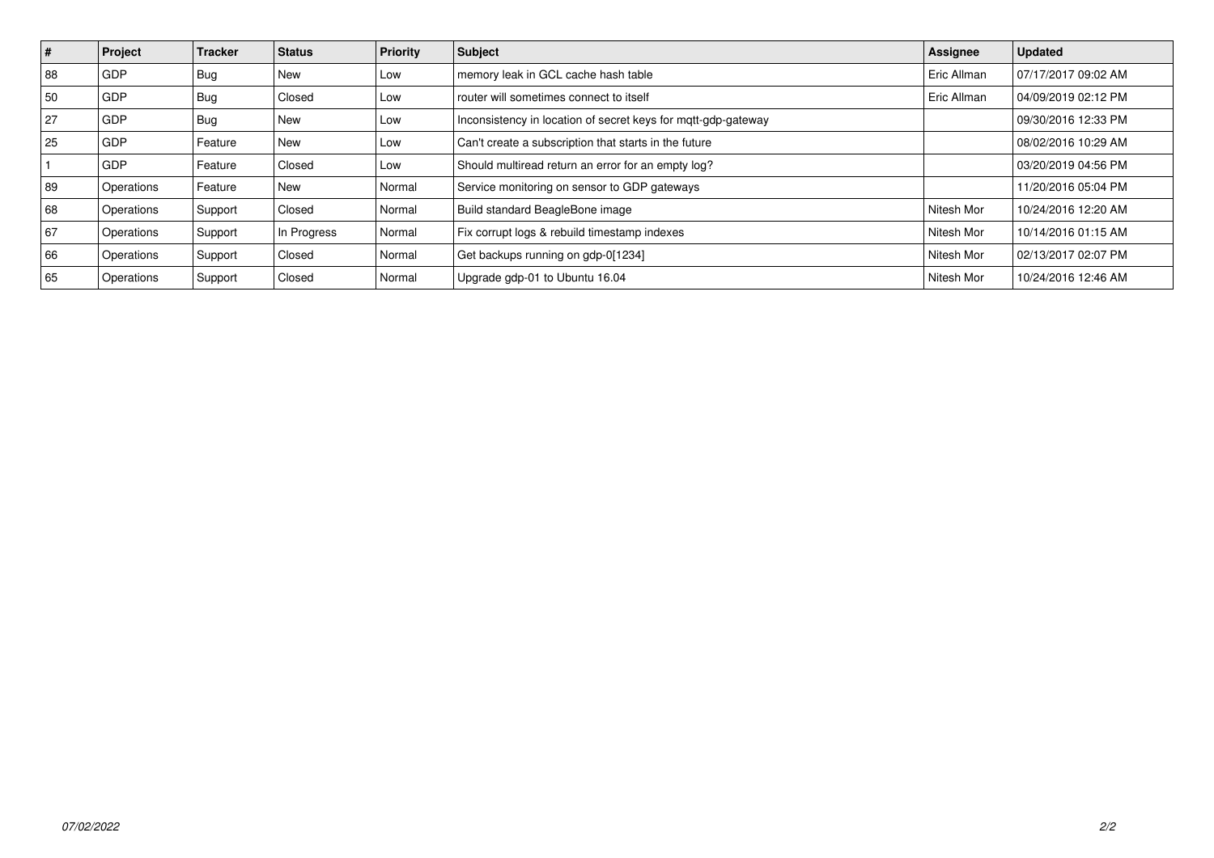| # | Project | Tracker | Status | Priority | Subject | Assignee | Updated |
| --- | --- | --- | --- | --- | --- | --- | --- |
| 88 | GDP | Bug | New | Low | memory leak in GCL cache hash table | Eric Allman | 07/17/2017 09:02 AM |
| 50 | GDP | Bug | Closed | Low | router will sometimes connect to itself | Eric Allman | 04/09/2019 02:12 PM |
| 27 | GDP | Bug | New | Low | Inconsistency in location of secret keys for mqtt-gdp-gateway | | 09/30/2016 12:33 PM |
| 25 | GDP | Feature | New | Low | Can't create a subscription that starts in the future | | 08/02/2016 10:29 AM |
| 1 | GDP | Feature | Closed | Low | Should multiread return an error for an empty log? | | 03/20/2019 04:56 PM |
| 89 | Operations | Feature | New | Normal | Service monitoring on sensor to GDP gateways | | 11/20/2016 05:04 PM |
| 68 | Operations | Support | Closed | Normal | Build standard BeagleBone image | Nitesh Mor | 10/24/2016 12:20 AM |
| 67 | Operations | Support | In Progress | Normal | Fix corrupt logs & rebuild timestamp indexes | Nitesh Mor | 10/14/2016 01:15 AM |
| 66 | Operations | Support | Closed | Normal | Get backups running on gdp-0[1234] | Nitesh Mor | 02/13/2017 02:07 PM |
| 65 | Operations | Support | Closed | Normal | Upgrade gdp-01 to Ubuntu 16.04 | Nitesh Mor | 10/24/2016 12:46 AM |